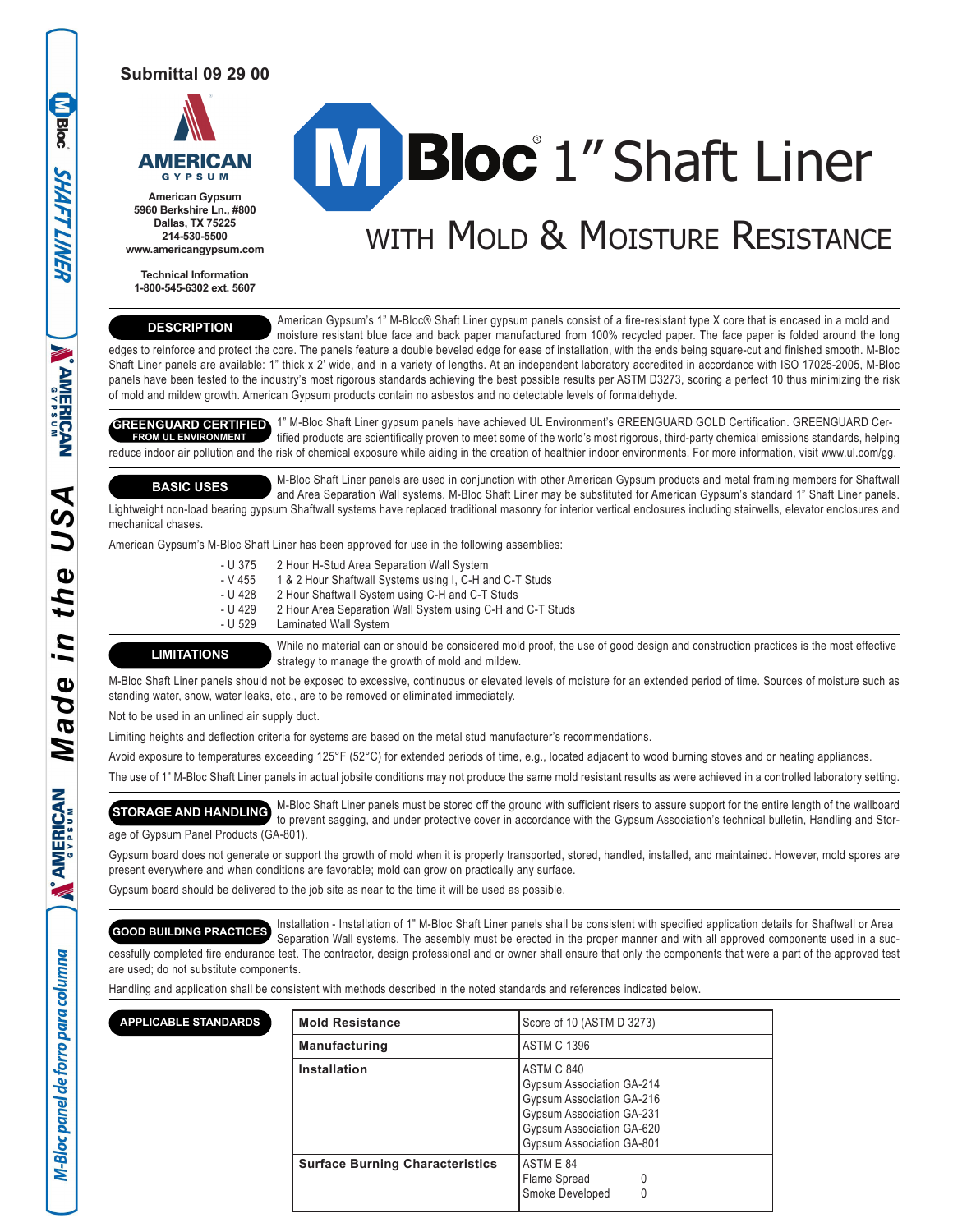Submittal 09 29 00

American Gypsum
5960 Berkshire Ln., #800
Dallas, TX 75225
214-530-5500
www.americangypsum.com

Technical Information
1-800-545-6302 ext. 5607

# M-Bloc® 1" Shaft Liner

## WITH MOLD & MOISTURE RESISTANCE

### DESCRIPTION

American Gypsum's 1" M-Bloc® Shaft Liner gypsum panels consist of a fire-resistant type X core that is encased in a mold and moisture resistant blue face and back paper manufactured from 100% recycled paper. The face paper is folded around the long edges to reinforce and protect the core. The panels feature a double beveled edge for ease of installation, with the ends being square-cut and finished smooth. M-Bloc Shaft Liner panels are available: 1" thick x 2' wide, and in a variety of lengths. At an independent laboratory accredited in accordance with ISO 17025-2005, M-Bloc panels have been tested to the industry's most rigorous standards achieving the best possible results per ASTM D3273, scoring a perfect 10 thus minimizing the risk of mold and mildew growth. American Gypsum products contain no asbestos and no detectable levels of formaldehyde.

### GREENGUARD CERTIFIED FROM UL ENVIRONMENT

1" M-Bloc Shaft Liner gypsum panels have achieved UL Environment's GREENGUARD GOLD Certification. GREENGUARD Certified products are scientifically proven to meet some of the world's most rigorous, third-party chemical emissions standards, helping reduce indoor air pollution and the risk of chemical exposure while aiding in the creation of healthier indoor environments. For more information, visit www.ul.com/gg.

### BASIC USES

M-Bloc Shaft Liner panels are used in conjunction with other American Gypsum products and metal framing members for Shaftwall and Area Separation Wall systems. M-Bloc Shaft Liner may be substituted for American Gypsum's standard 1" Shaft Liner panels. Lightweight non-load bearing gypsum Shaftwall systems have replaced traditional masonry for interior vertical enclosures including stairwells, elevator enclosures and mechanical chases.

American Gypsum's M-Bloc Shaft Liner has been approved for use in the following assemblies:

- U 375 2 Hour H-Stud Area Separation Wall System
- V 455 1 & 2 Hour Shaftwall Systems using I, C-H and C-T Studs
- U 428 2 Hour Shaftwall System using C-H and C-T Studs
- U 429 2 Hour Area Separation Wall System using C-H and C-T Studs
- U 529 Laminated Wall System

### LIMITATIONS

While no material can or should be considered mold proof, the use of good design and construction practices is the most effective strategy to manage the growth of mold and mildew.

M-Bloc Shaft Liner panels should not be exposed to excessive, continuous or elevated levels of moisture for an extended period of time. Sources of moisture such as standing water, snow, water leaks, etc., are to be removed or eliminated immediately.

Not to be used in an unlined air supply duct.

Limiting heights and deflection criteria for systems are based on the metal stud manufacturer's recommendations.

Avoid exposure to temperatures exceeding 125°F (52°C) for extended periods of time, e.g., located adjacent to wood burning stoves and or heating appliances.

The use of 1" M-Bloc Shaft Liner panels in actual jobsite conditions may not produce the same mold resistant results as were achieved in a controlled laboratory setting.

### STORAGE AND HANDLING

M-Bloc Shaft Liner panels must be stored off the ground with sufficient risers to assure support for the entire length of the wallboard to prevent sagging, and under protective cover in accordance with the Gypsum Association's technical bulletin, Handling and Storage of Gypsum Panel Products (GA-801).

Gypsum board does not generate or support the growth of mold when it is properly transported, stored, handled, installed, and maintained. However, mold spores are present everywhere and when conditions are favorable; mold can grow on practically any surface.

Gypsum board should be delivered to the job site as near to the time it will be used as possible.

### GOOD BUILDING PRACTICES

Installation - Installation of 1" M-Bloc Shaft Liner panels shall be consistent with specified application details for Shaftwall or Area Separation Wall systems. The assembly must be erected in the proper manner and with all approved components used in a successfully completed fire endurance test. The contractor, design professional and or owner shall ensure that only the components that were a part of the approved test are used; do not substitute components.

Handling and application shall be consistent with methods described in the noted standards and references indicated below.

### APPLICABLE STANDARDS

| | |
|---|---|
| **Mold Resistance** | Score of 10 (ASTM D 3273) |
| **Manufacturing** | ASTM C 1396 |
| **Installation** | ASTM C 840<br>Gypsum Association GA-214<br>Gypsum Association GA-216<br>Gypsum Association GA-231<br>Gypsum Association GA-620<br>Gypsum Association GA-801 |
| **Surface Burning Characteristics** | ASTM E 84<br>Flame Spread 0<br>Smoke Developed 0 |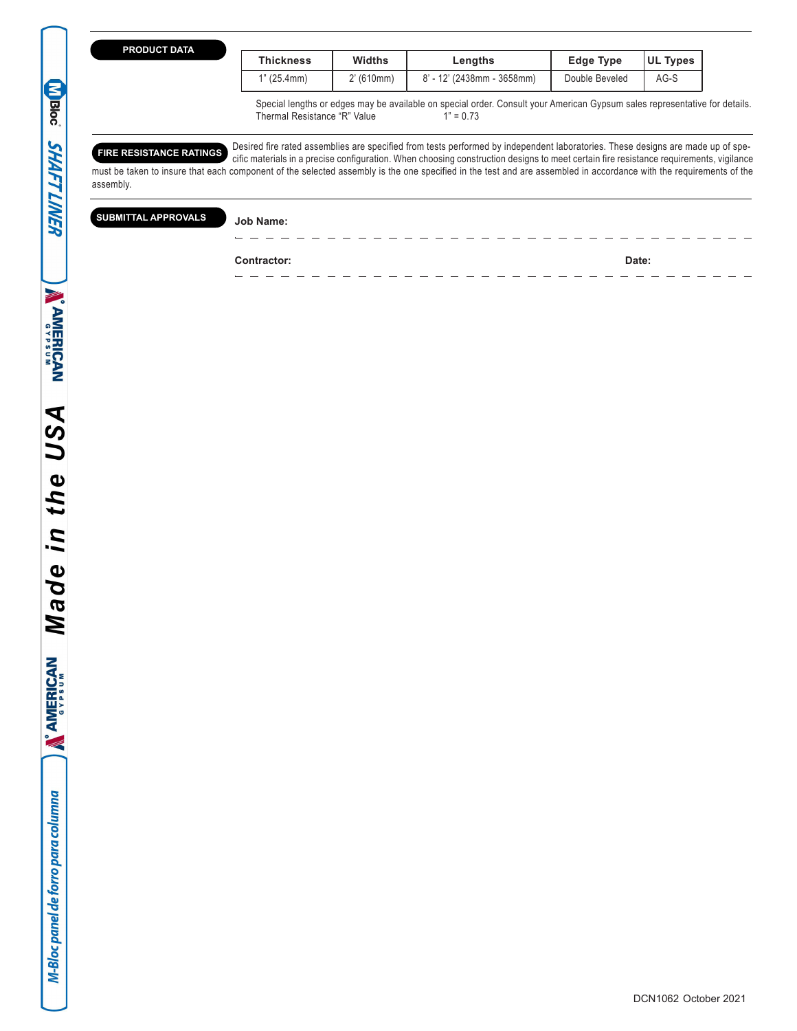## PRODUCT DATA

| Thickness | Widths | Lengths | Edge Type | UL Types |
|---|---|---|---|---|
| 1" (25.4mm) | 2' (610mm) | 8' - 12' (2438mm - 3658mm) | Double Beveled | AG-S |

Special lengths or edges may be available on special order. Consult your American Gypsum sales representative for details.
Thermal Resistance "R" Value 1" = 0.73

## FIRE RESISTANCE RATINGS

Desired fire rated assemblies are specified from tests performed by independent laboratories. These designs are made up of specific materials in a precise configuration. When choosing construction designs to meet certain fire resistance requirements, vigilance must be taken to insure that each component of the selected assembly is the one specified in the test and are assembled in accordance with the requirements of the assembly.

## SUBMITTAL APPROVALS

**Job Name:**

**Contractor:** **Date:**

DCN1062 October 2021